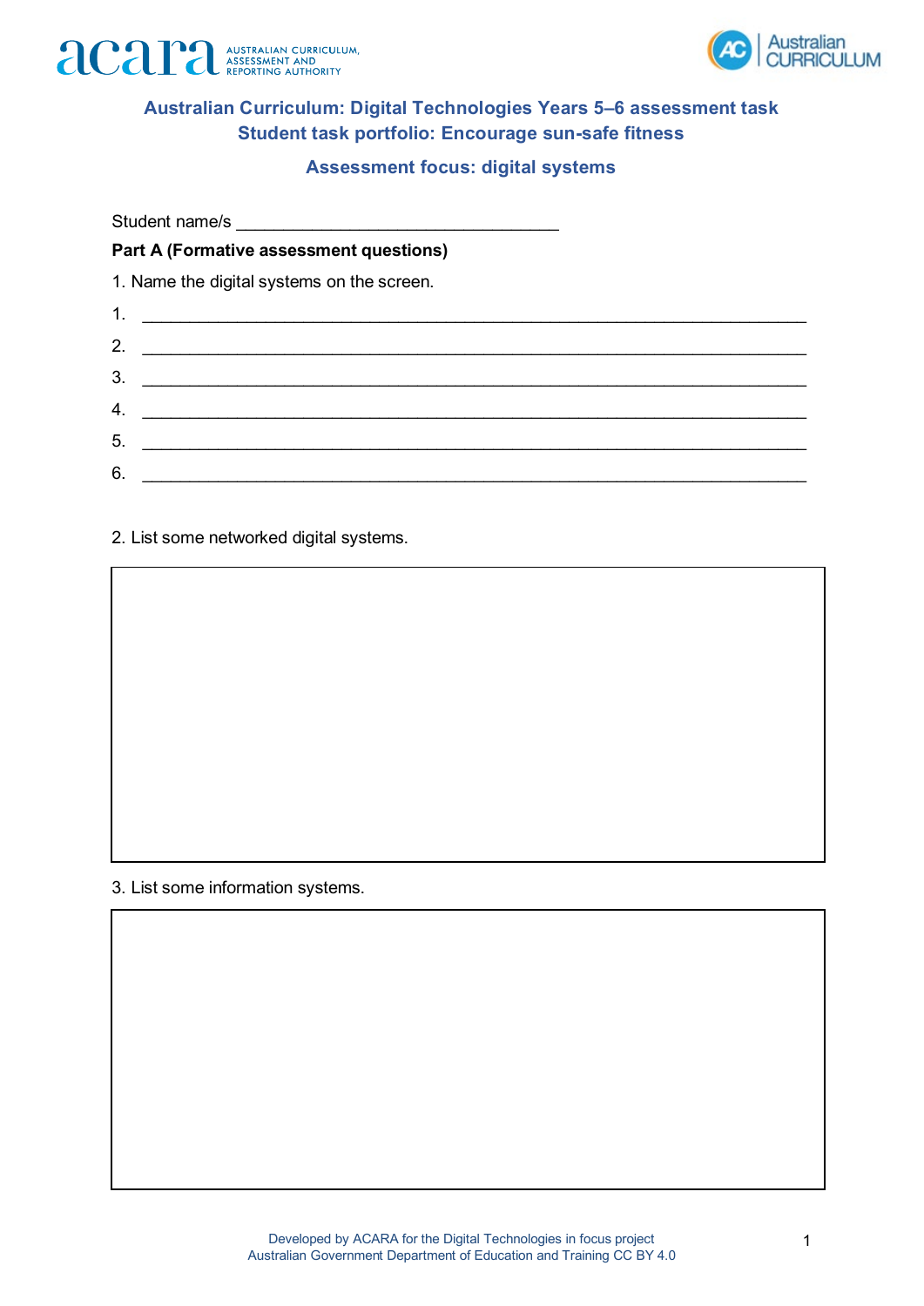# Australian Curriculum: Digital Technologies Years 5–6 assessment task
## Student task portfolio: Encourage sun-safe fitness

### Assessment focus: digital systems

Student name/s ________________________________

**Part A (Formative assessment questions)**

1. Name the digital systems on the screen.

1. ____________________________________________________________
2. ____________________________________________________________
3. ____________________________________________________________
4. ____________________________________________________________
5. ____________________________________________________________
6. ____________________________________________________________

2. List some networked digital systems.

| |
|---|
| |

3. List some information systems.

| |
|---|
| |

Developed by ACARA for the Digital Technologies in focus project
Australian Government Department of Education and Training CC BY 4.0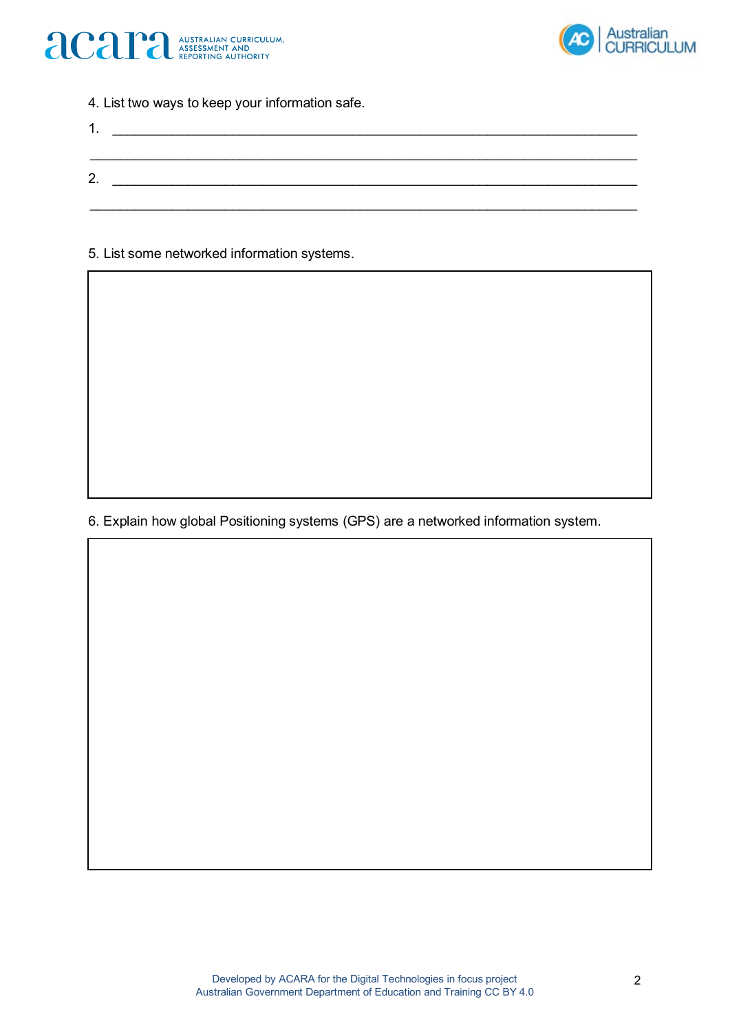4. List two ways to keep your information safe.

1. ____________________________________________________________________

________________________________________________________________________

2. ____________________________________________________________________

________________________________________________________________________

5. List some networked information systems.

6. Explain how global Positioning systems (GPS) are a networked information system.

Developed by ACARA for the Digital Technologies in focus project
Australian Government Department of Education and Training CC BY 4.0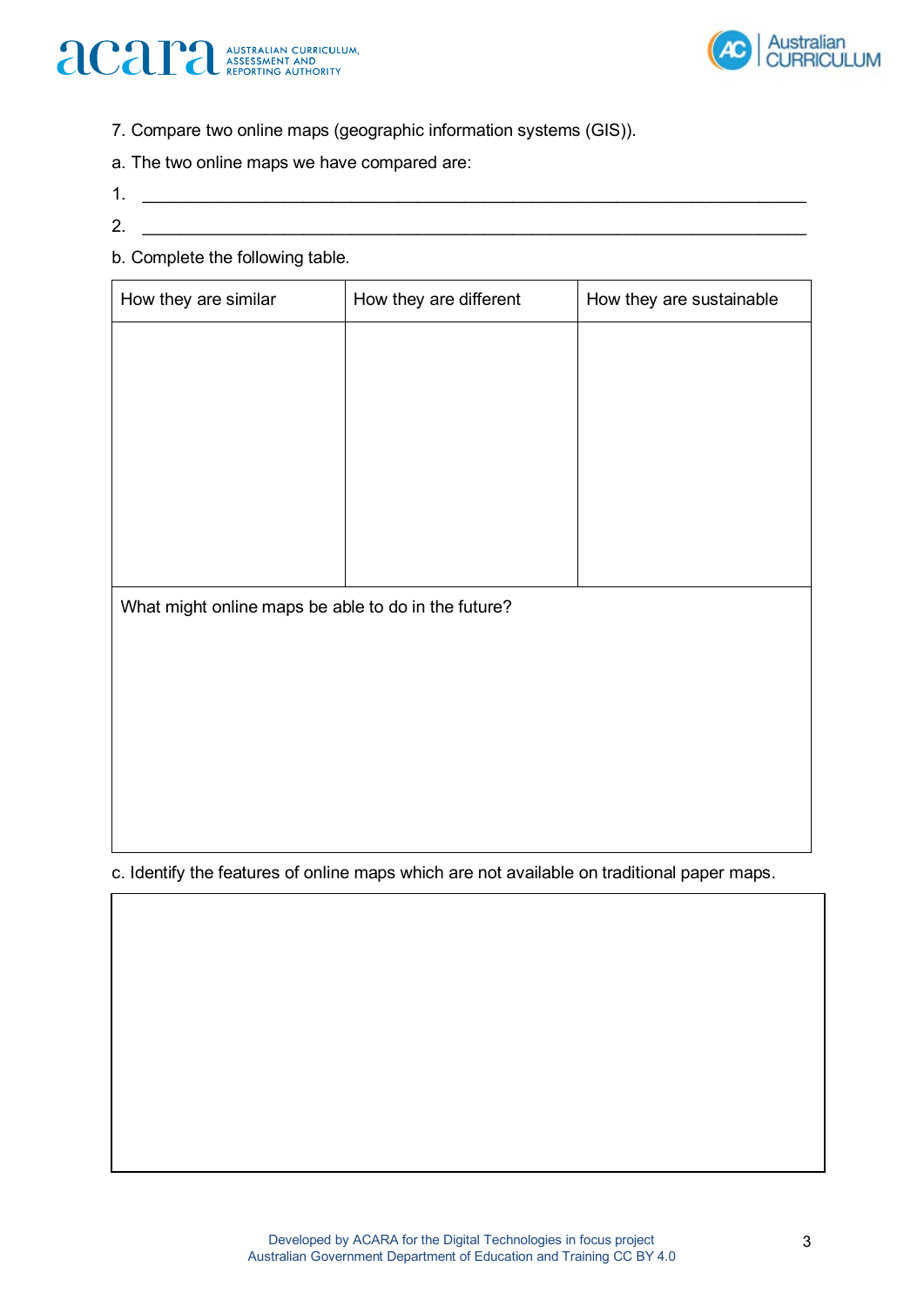7. Compare two online maps (geographic information systems (GIS)).

a. The two online maps we have compared are:

1. ___________________________________________________________________

2. ___________________________________________________________________

b. Complete the following table.

| How they are similar | How they are different | How they are sustainable |
| --- | --- | --- |
| | | |
| What might online maps be able to do in the future? | | |

c. Identify the features of online maps which are not available on traditional paper maps.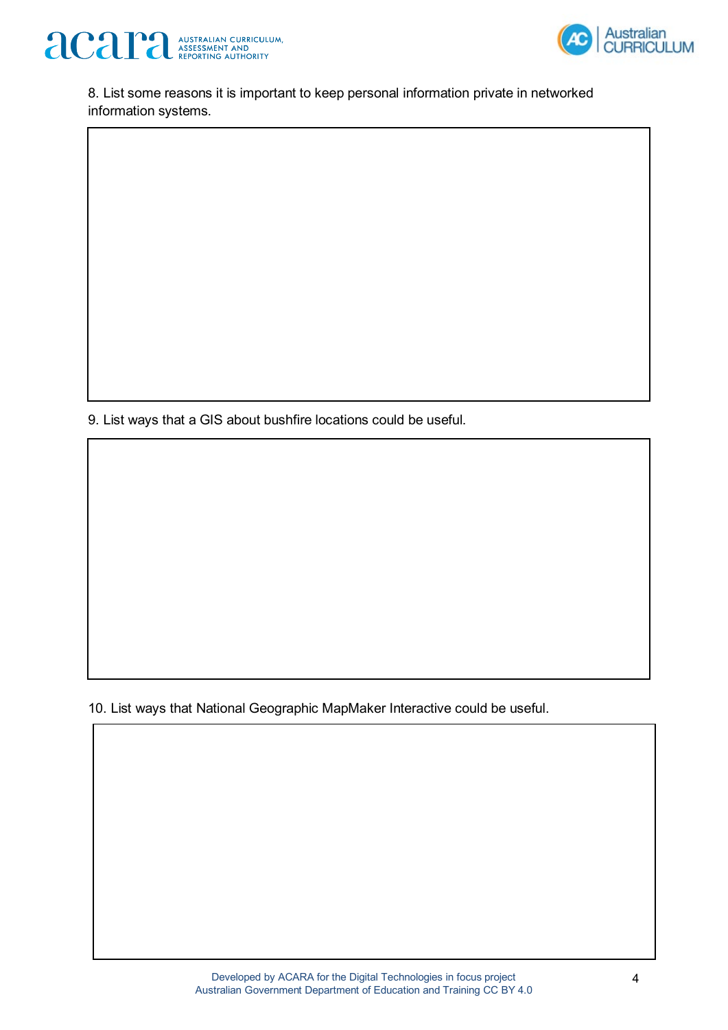8. List some reasons it is important to keep personal information private in networked information systems.

9. List ways that a GIS about bushfire locations could be useful.

10. List ways that National Geographic MapMaker Interactive could be useful.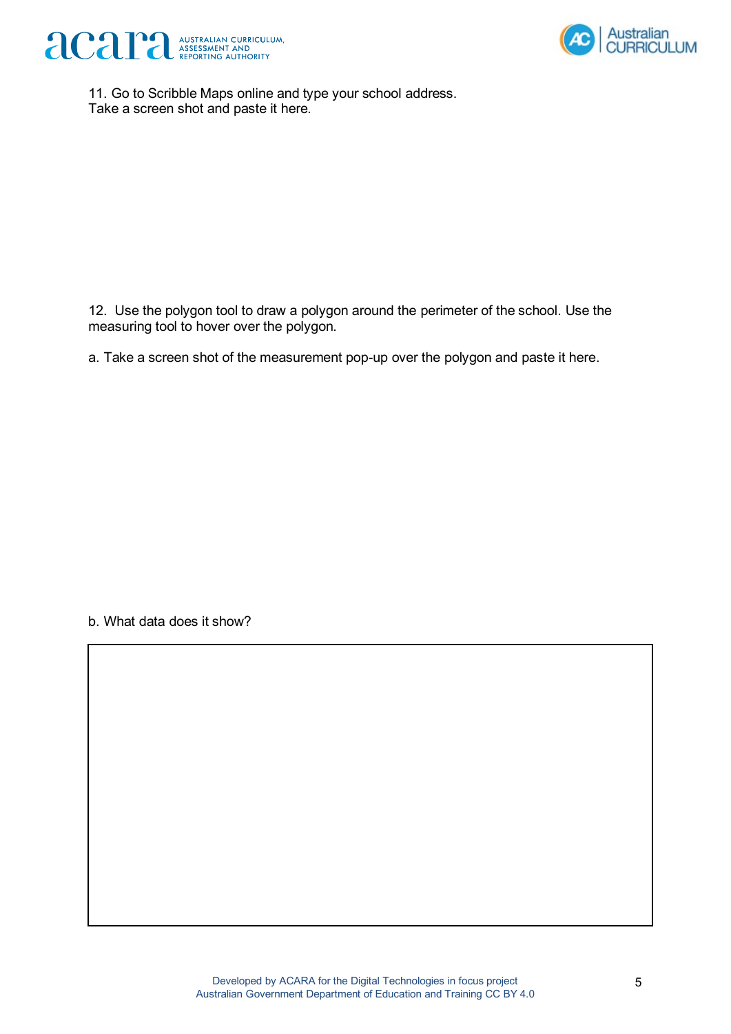11. Go to Scribble Maps online and type your school address.
Take a screen shot and paste it here.

12. Use the polygon tool to draw a polygon around the perimeter of the school. Use the measuring tool to hover over the polygon.

a. Take a screen shot of the measurement pop-up over the polygon and paste it here.

b. What data does it show?

| |
|---|
| |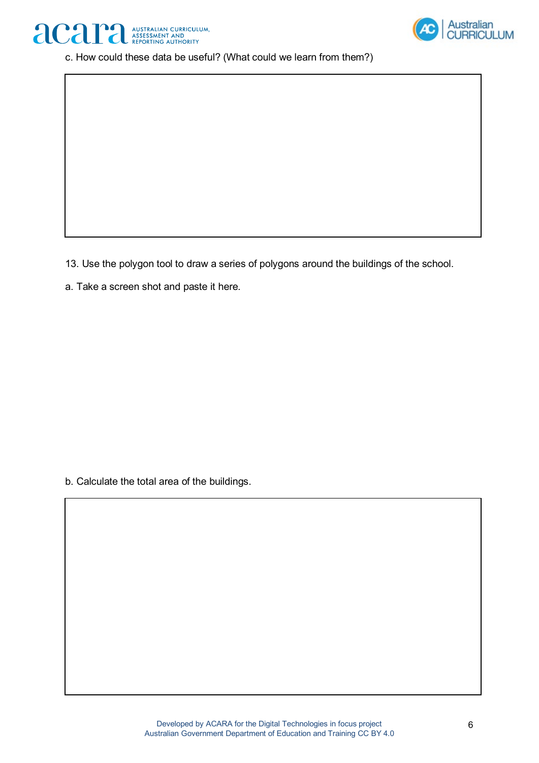c. How could these data be useful? (What could we learn from them?)

13. Use the polygon tool to draw a series of polygons around the buildings of the school.

a. Take a screen shot and paste it here.

b. Calculate the total area of the buildings.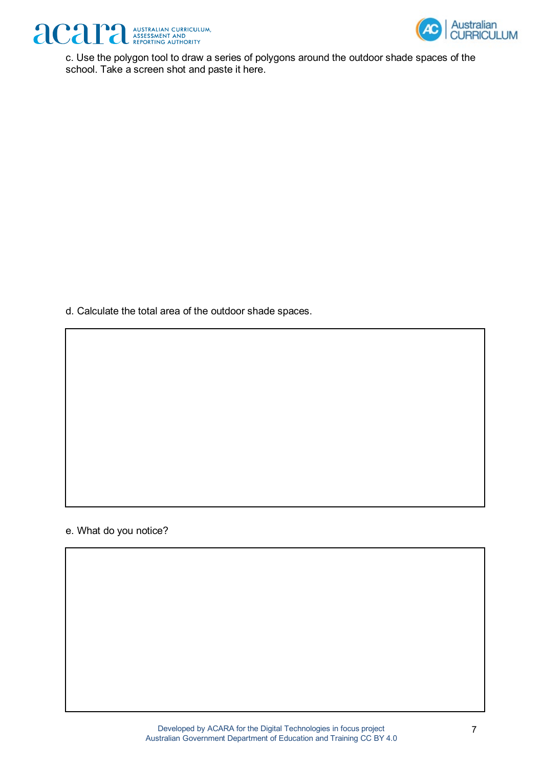c. Use the polygon tool to draw a series of polygons around the outdoor shade spaces of the school. Take a screen shot and paste it here.

d. Calculate the total area of the outdoor shade spaces.

e. What do you notice?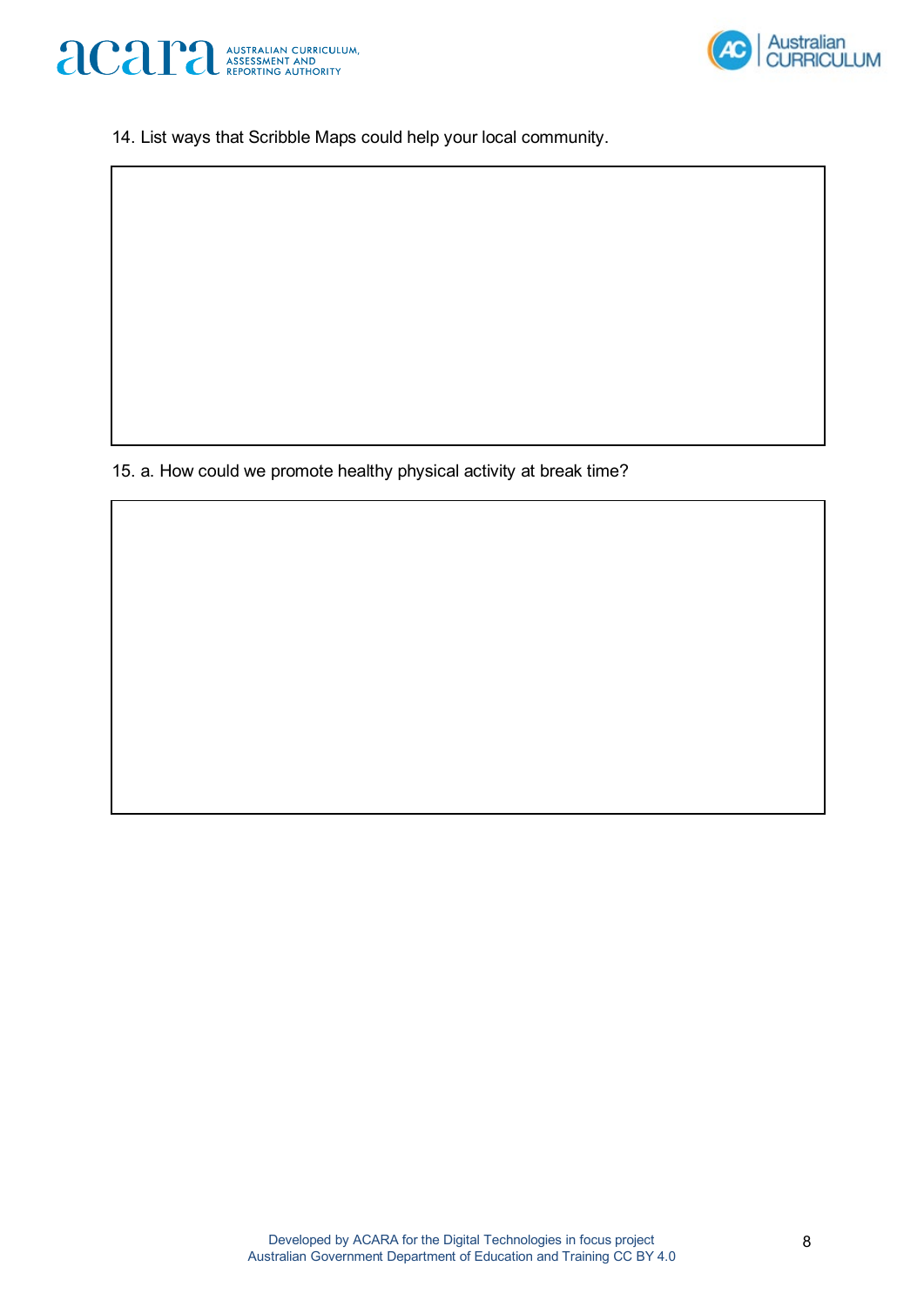14. List ways that Scribble Maps could help your local community.

15. a. How could we promote healthy physical activity at break time?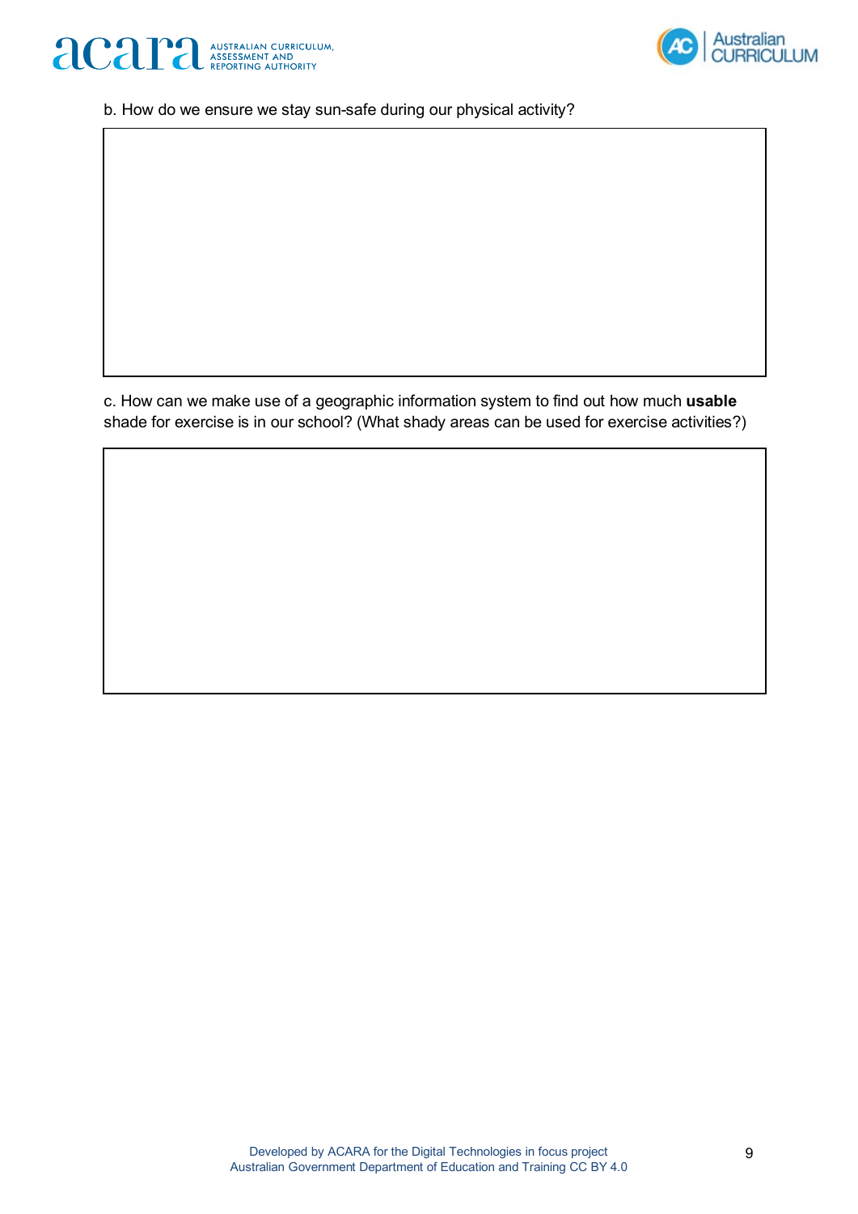b. How do we ensure we stay sun-safe during our physical activity?

c. How can we make use of a geographic information system to find out how much **usable** shade for exercise is in our school? (What shady areas can be used for exercise activities?)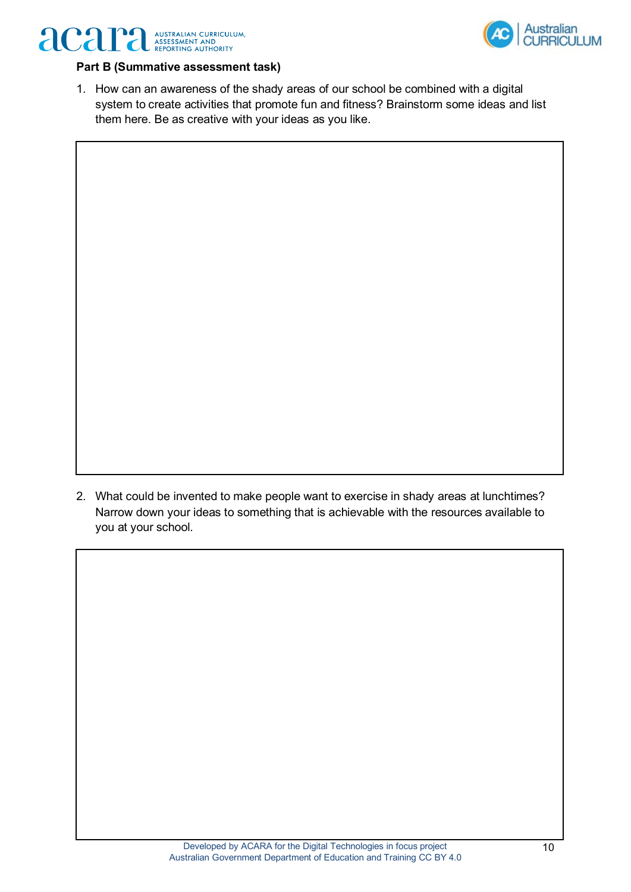**Part B (Summative assessment task)**

1. How can an awareness of the shady areas of our school be combined with a digital system to create activities that promote fun and fitness? Brainstorm some ideas and list them here. Be as creative with your ideas as you like.

2. What could be invented to make people want to exercise in shady areas at lunchtimes? Narrow down your ideas to something that is achievable with the resources available to you at your school.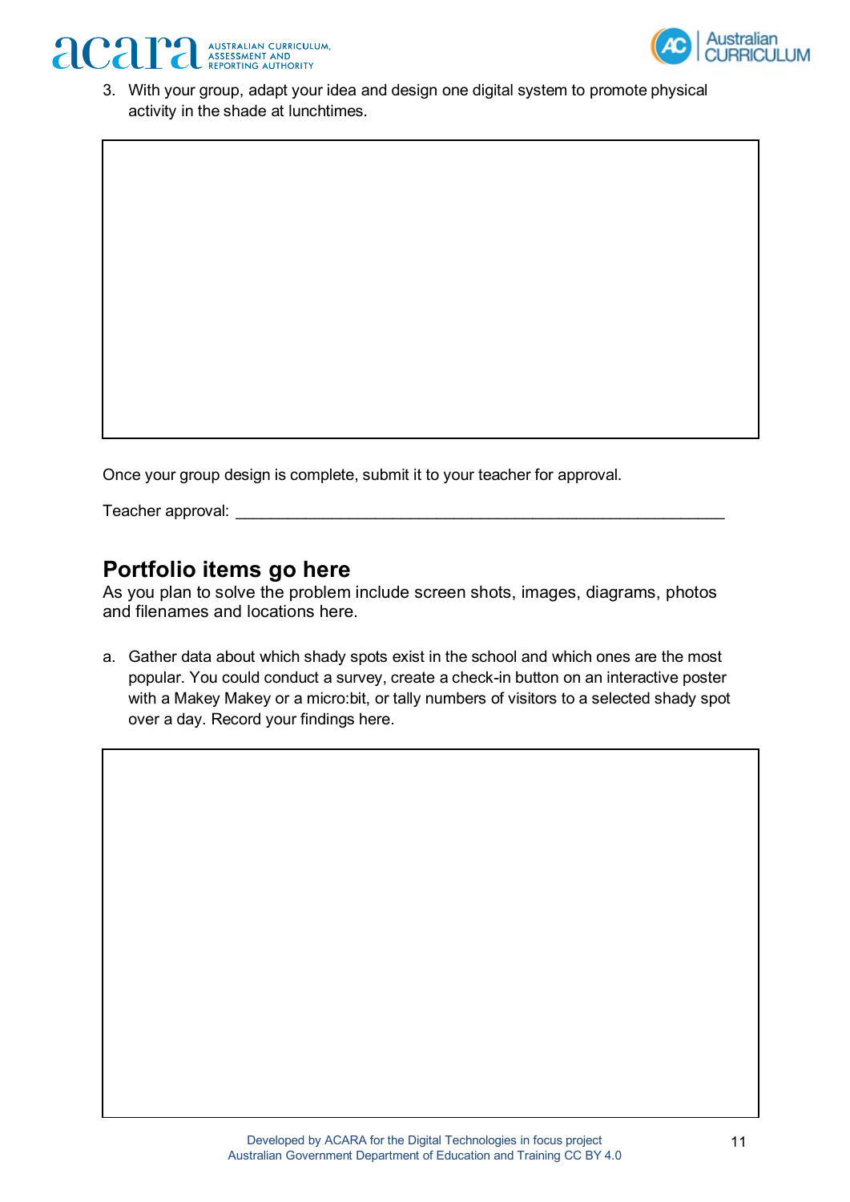3. With your group, adapt your idea and design one digital system to promote physical activity in the shade at lunchtimes.

Once your group design is complete, submit it to your teacher for approval.

Teacher approval: ____________________________________________________________

## Portfolio items go here

As you plan to solve the problem include screen shots, images, diagrams, photos and filenames and locations here.

a. Gather data about which shady spots exist in the school and which ones are the most popular. You could conduct a survey, create a check-in button on an interactive poster with a Makey Makey or a micro:bit, or tally numbers of visitors to a selected shady spot over a day. Record your findings here.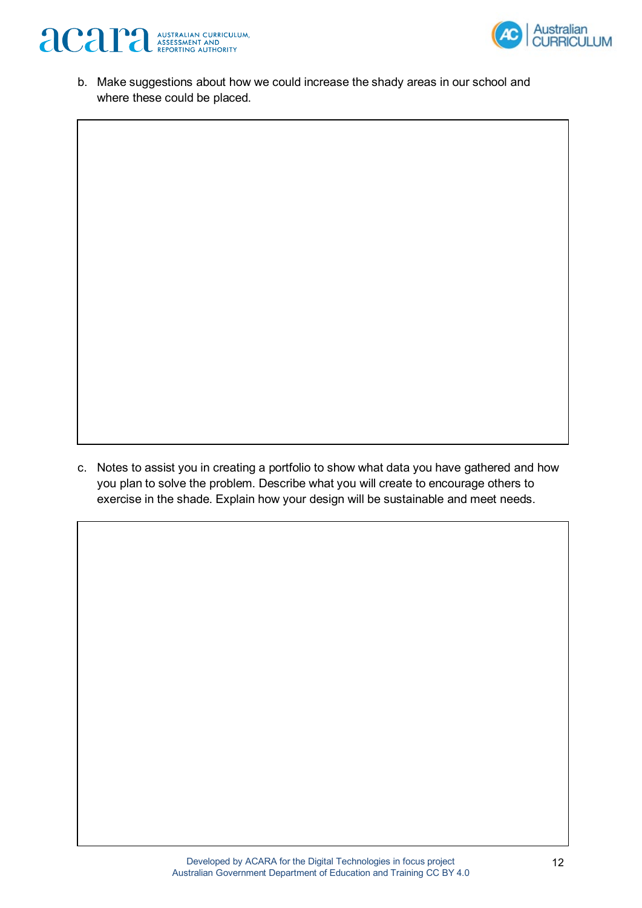b. Make suggestions about how we could increase the shady areas in our school and where these could be placed.

|  |
| --- |
|  |

c. Notes to assist you in creating a portfolio to show what data you have gathered and how you plan to solve the problem. Describe what you will create to encourage others to exercise in the shade. Explain how your design will be sustainable and meet needs.

|  |
| --- |
|  |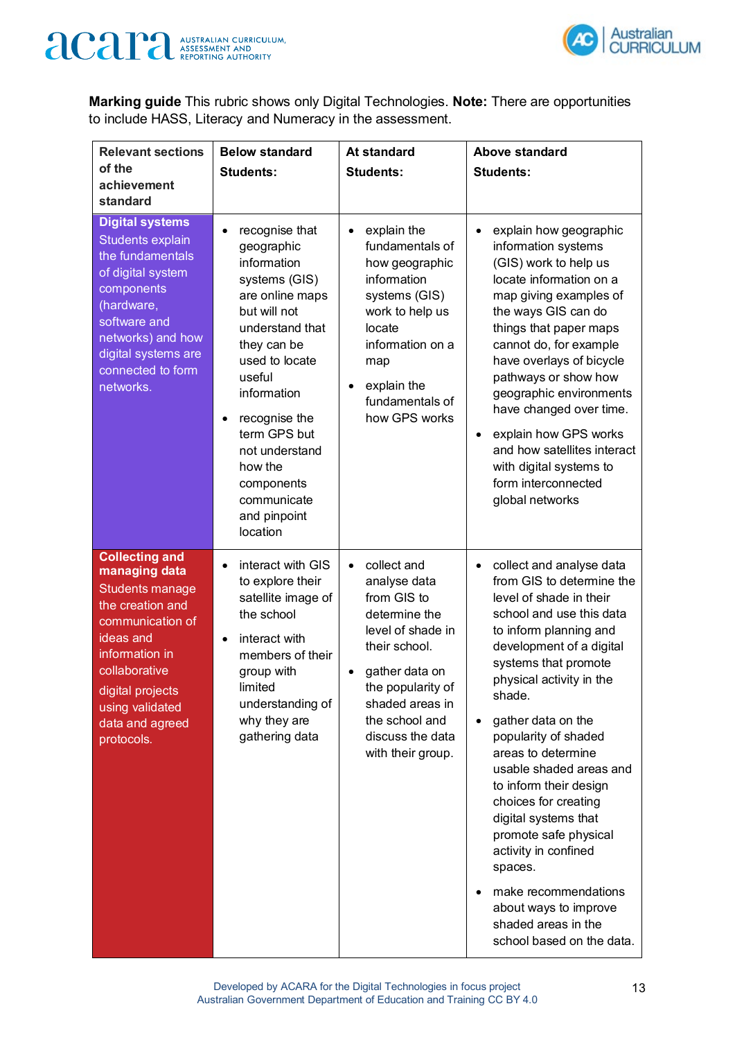**Marking guide** This rubric shows only Digital Technologies. **Note:** There are opportunities to include HASS, Literacy and Numeracy in the assessment.

| Relevant sections of the achievement standard | Below standard<br>Students: | At standard<br>Students: | Above standard<br>Students: |
|---|---|---|---|
| **Digital systems**<br>Students explain the fundamentals of digital system components (hardware, software and networks) and how digital systems are connected to form networks. | • recognise that geographic information systems (GIS) are online maps but will not understand that they can be used to locate useful information<br>• recognise the term GPS but not understand how the components communicate and pinpoint location | • explain the fundamentals of how geographic information systems (GIS) work to help us locate information on a map<br>• explain the fundamentals of how GPS works | • explain how geographic information systems (GIS) work to help us locate information on a map giving examples of the ways GIS can do things that paper maps cannot do, for example have overlays of bicycle pathways or show how geographic environments have changed over time.<br>• explain how GPS works and how satellites interact with digital systems to form interconnected global networks |
| **Collecting and managing data**<br>Students manage the creation and communication of ideas and information in collaborative digital projects using validated data and agreed protocols. | • interact with GIS to explore their satellite image of the school<br>• interact with members of their group with limited understanding of why they are gathering data | • collect and analyse data from GIS to determine the level of shade in their school.<br>• gather data on the popularity of shaded areas in the school and discuss the data with their group. | • collect and analyse data from GIS to determine the level of shade in their school and use this data to inform planning and development of a digital systems that promote physical activity in the shade.<br>• gather data on the popularity of shaded areas to determine usable shaded areas and to inform their design choices for creating digital systems that promote safe physical activity in confined spaces.<br>• make recommendations about ways to improve shaded areas in the school based on the data. |

Developed by ACARA for the Digital Technologies in focus project
Australian Government Department of Education and Training CC BY 4.0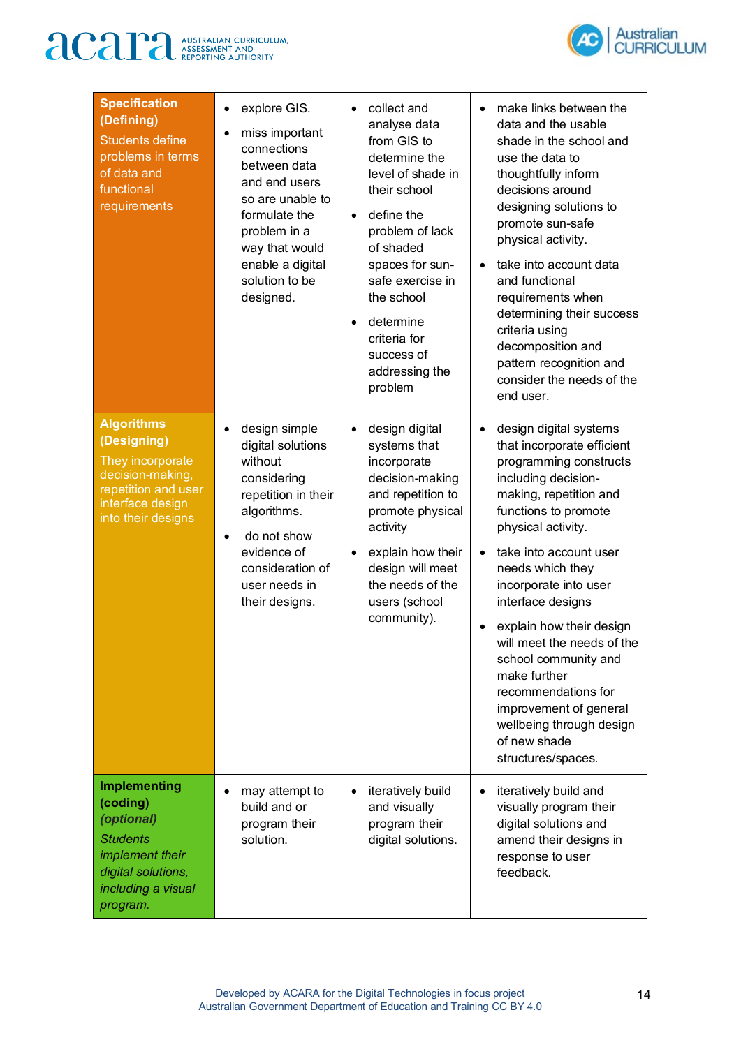| | | | |
|---|---|---|---|
| **Specification (Defining)** Students define problems in terms of data and functional requirements | <ul><li>explore GIS.</li><li>miss important connections between data and end users so are unable to formulate the problem in a way that would enable a digital solution to be designed.</li></ul> | <ul><li>collect and analyse data from GIS to determine the level of shade in their school</li><li>define the problem of lack of shaded spaces for sun-safe exercise in the school</li><li>determine criteria for success of addressing the problem</li></ul> | <ul><li>make links between the data and the usable shade in the school and use the data to thoughtfully inform decisions around designing solutions to promote sun-safe physical activity.</li><li>take into account data and functional requirements when determining their success criteria using decomposition and pattern recognition and consider the needs of the end user.</li></ul> |
| **Algorithms (Designing)** They incorporate decision-making, repetition and user interface design into their designs | <ul><li>design simple digital solutions without considering repetition in their algorithms.</li><li>do not show evidence of consideration of user needs in their designs.</li></ul> | <ul><li>design digital systems that incorporate decision-making and repetition to promote physical activity</li><li>explain how their design will meet the needs of the users (school community).</li></ul> | <ul><li>design digital systems that incorporate efficient programming constructs including decision-making, repetition and functions to promote physical activity.</li><li>take into account user needs which they incorporate into user interface designs</li><li>explain how their design will meet the needs of the school community and make further recommendations for improvement of general wellbeing through design of new shade structures/spaces.</li></ul> |
| **Implementing (coding) *(optional)*** *Students implement their digital solutions, including a visual program.* | <ul><li>may attempt to build and or program their solution.</li></ul> | <ul><li>iteratively build and visually program their digital solutions.</li></ul> | <ul><li>iteratively build and visually program their digital solutions and amend their designs in response to user feedback.</li></ul> |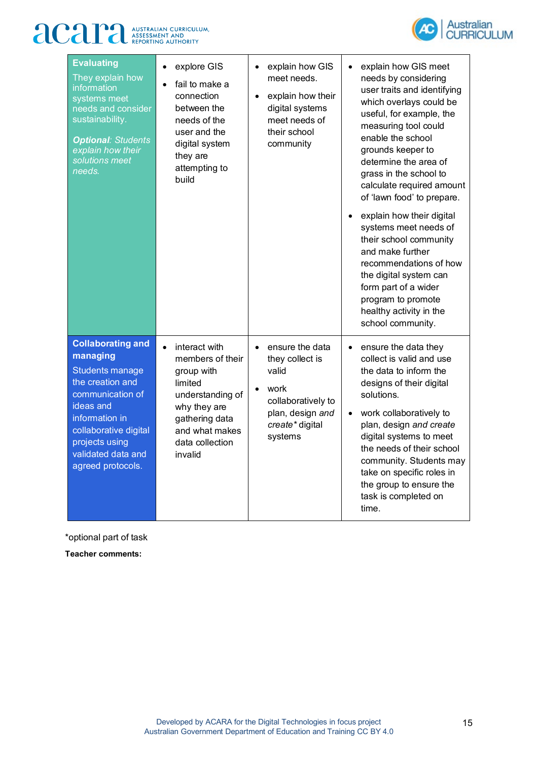| | | | |
|---|---|---|---|
| **Evaluating**<br>They explain how information systems meet needs and consider sustainability.<br><br>***Optional**: Students explain how their solutions meet needs.* | • explore GIS<br>• fail to make a connection between the needs of the user and the digital system they are attempting to build | • explain how GIS meet needs.<br>• explain how their digital systems meet needs of their school community | • explain how GIS meet needs by considering user traits and identifying which overlays could be useful, for example, the measuring tool could enable the school grounds keeper to determine the area of grass in the school to calculate required amount of 'lawn food' to prepare.<br>• explain how their digital systems meet needs of their school community and make further recommendations of how the digital system can form part of a wider program to promote healthy activity in the school community. |
| **Collaborating and managing**<br>Students manage the creation and communication of ideas and information in collaborative digital projects using validated data and agreed protocols. | • interact with members of their group with limited understanding of why they are gathering data and what makes data collection invalid | • ensure the data they collect is valid<br>• work collaboratively to plan, design *and create** digital systems | • ensure the data they collect is valid and use the data to inform the designs of their digital solutions.<br>• work collaboratively to plan, design *and create* digital systems to meet the needs of their school community. Students may take on specific roles in the group to ensure the task is completed on time. |

*optional part of task

**Teacher comments:**